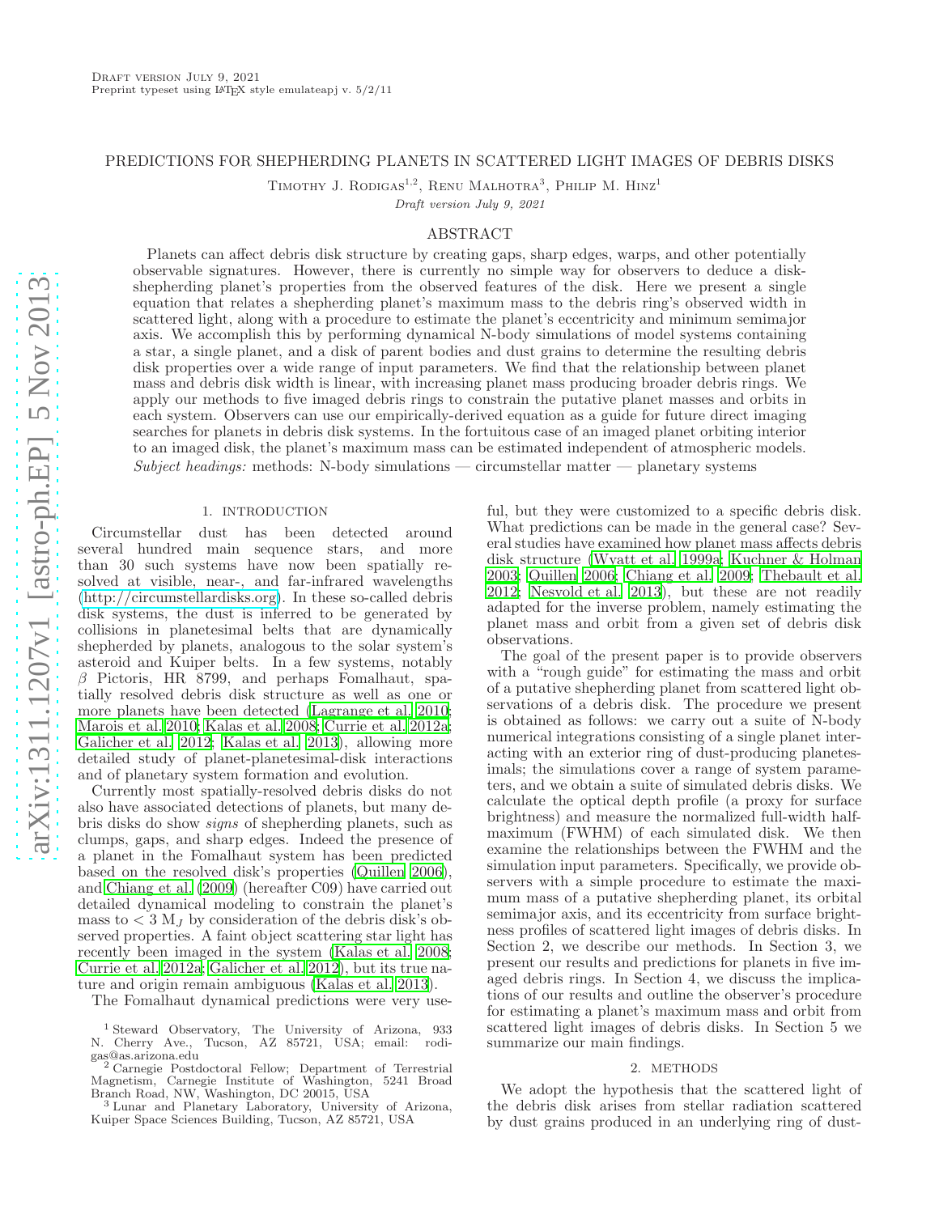Draft version July 9, 2021
Preprint typeset using LaTeX style emulateapj v. 5/2/11

# PREDICTIONS FOR SHEPHERDING PLANETS IN SCATTERED LIGHT IMAGES OF DEBRIS DISKS

Timothy J. Rodigas[1,2], Renu Malhotra[3], Philip M. Hinz[1]

*Draft version July 9, 2021*

## ABSTRACT

Planets can affect debris disk structure by creating gaps, sharp edges, warps, and other potentially observable signatures. However, there is currently no simple way for observers to deduce a disk-shepherding planet's properties from the observed features of the disk. Here we present a single equation that relates a shepherding planet's maximum mass to the debris ring's observed width in scattered light, along with a procedure to estimate the planet's eccentricity and minimum semimajor axis. We accomplish this by performing dynamical N-body simulations of model systems containing a star, a single planet, and a disk of parent bodies and dust grains to determine the resulting debris disk properties over a wide range of input parameters. We find that the relationship between planet mass and debris disk width is linear, with increasing planet mass producing broader debris rings. We apply our methods to five imaged debris rings to constrain the putative planet masses and orbits in each system. Observers can use our empirically-derived equation as a guide for future direct imaging searches for planets in debris disk systems. In the fortuitous case of an imaged planet orbiting interior to an imaged disk, the planet's maximum mass can be estimated independent of atmospheric models.

*Subject headings:* methods: N-body simulations — circumstellar matter — planetary systems

## 1. INTRODUCTION

Circumstellar dust has been detected around several hundred main sequence stars, and more than 30 such systems have now been spatially resolved at visible, near-, and far-infrared wavelengths (http://circumstellardisks.org). In these so-called debris disk systems, the dust is inferred to be generated by collisions in planetesimal belts that are dynamically shepherded by planets, analogous to the solar system's asteroid and Kuiper belts. In a few systems, notably $\beta$ Pictoris, HR 8799, and perhaps Fomalhaut, spatially resolved debris disk structure as well as one or more planets have been detected (Lagrange et al. 2010; Marois et al. 2010; Kalas et al. 2008; Currie et al. 2012a; Galicher et al. 2012; Kalas et al. 2013), allowing more detailed study of planet-planetesimal-disk interactions and of planetary system formation and evolution.

Currently most spatially-resolved debris disks do not also have associated detections of planets, but many debris disks do show *signs* of shepherding planets, such as clumps, gaps, and sharp edges. Indeed the presence of a planet in the Fomalhaut system has been predicted based on the resolved disk's properties (Quillen 2006), and Chiang et al. (2009) (hereafter C09) have carried out detailed dynamical modeling to constrain the planet's mass to $< 3$ $M_J$ by consideration of the debris disk's observed properties. A faint object scattering star light has recently been imaged in the system (Kalas et al. 2008; Currie et al. 2012a; Galicher et al. 2012), but its true nature and origin remain ambiguous (Kalas et al. 2013).

The Fomalhaut dynamical predictions were very useful, but they were customized to a specific debris disk. What predictions can be made in the general case? Several studies have examined how planet mass affects debris disk structure (Wyatt et al. 1999a; Kuchner & Holman 2003; Quillen 2006; Chiang et al. 2009; Thebault et al. 2012; Nesvold et al. 2013), but these are not readily adapted for the inverse problem, namely estimating the planet mass and orbit from a given set of debris disk observations.

The goal of the present paper is to provide observers with a "rough guide" for estimating the mass and orbit of a putative shepherding planet from scattered light observations of a debris disk. The procedure we present is obtained as follows: we carry out a suite of N-body numerical integrations consisting of a single planet interacting with an exterior ring of dust-producing planetesimals; the simulations cover a range of system parameters, and we obtain a suite of simulated debris disks. We calculate the optical depth profile (a proxy for surface brightness) and measure the normalized full-width half-maximum (FWHM) of each simulated disk. We then examine the relationships between the FWHM and the simulation input parameters. Specifically, we provide observers with a simple procedure to estimate the maximum mass of a putative shepherding planet, its orbital semimajor axis, and its eccentricity from surface brightness profiles of scattered light images of debris disks. In Section 2, we describe our methods. In Section 3, we present our results and predictions for planets in five imaged debris rings. In Section 4, we discuss the implications of our results and outline the observer's procedure for estimating a planet's maximum mass and orbit from scattered light images of debris disks. In Section 5 we summarize our main findings.

## 2. METHODS

We adopt the hypothesis that the scattered light of the debris disk arises from stellar radiation scattered by dust grains produced in an underlying ring of dust-

---

[1] Steward Observatory, The University of Arizona, 933 N. Cherry Ave., Tucson, AZ 85721, USA; email: rodigas@as.arizona.edu

[2] Carnegie Postdoctoral Fellow; Department of Terrestrial Magnetism, Carnegie Institute of Washington, 5241 Broad Branch Road, NW, Washington, DC 20015, USA

[3] Lunar and Planetary Laboratory, University of Arizona, Kuiper Space Sciences Building, Tucson, AZ 85721, USA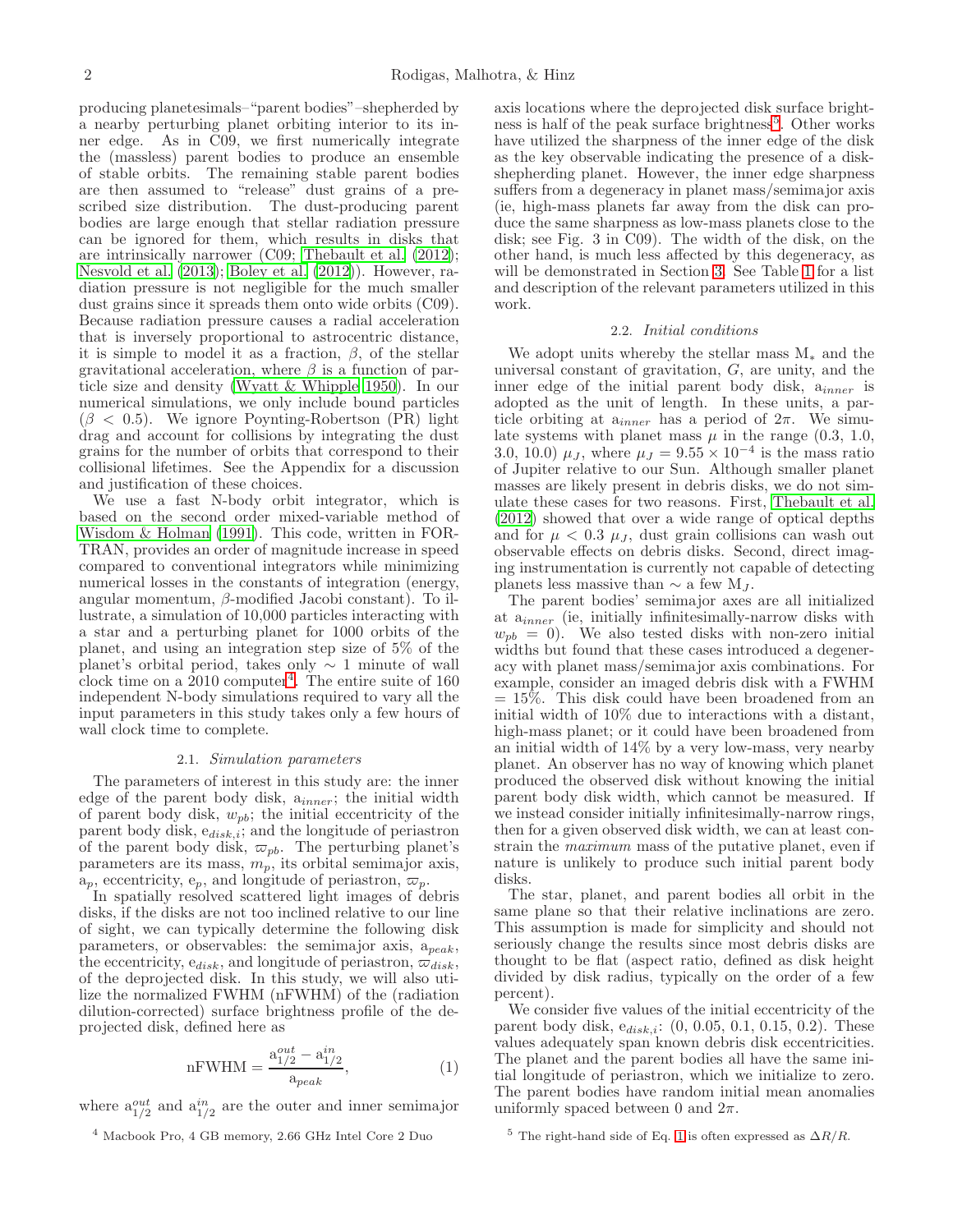producing planetesimals–"parent bodies"–shepherded by a nearby perturbing planet orbiting interior to its inner edge. As in C09, we first numerically integrate the (massless) parent bodies to produce an ensemble of stable orbits. The remaining stable parent bodies are then assumed to "release" dust grains of a prescribed size distribution. The dust-producing parent bodies are large enough that stellar radiation pressure can be ignored for them, which results in disks that are intrinsically narrower (C09; Thebault et al. (2012); Nesvold et al. (2013); Boley et al. (2012)). However, radiation pressure is not negligible for the much smaller dust grains since it spreads them onto wide orbits (C09). Because radiation pressure causes a radial acceleration that is inversely proportional to astrocentric distance, it is simple to model it as a fraction, $\beta$, of the stellar gravitational acceleration, where $\beta$ is a function of particle size and density (Wyatt & Whipple 1950). In our numerical simulations, we only include bound particles ($\beta < 0.5$). We ignore Poynting-Robertson (PR) light drag and account for collisions by integrating the dust grains for the number of orbits that correspond to their collisional lifetimes. See the Appendix for a discussion and justification of these choices.

We use a fast N-body orbit integrator, which is based on the second order mixed-variable method of Wisdom & Holman (1991). This code, written in FORTRAN, provides an order of magnitude increase in speed compared to conventional integrators while minimizing numerical losses in the constants of integration (energy, angular momentum, $\beta$-modified Jacobi constant). To illustrate, a simulation of 10,000 particles interacting with a star and a perturbing planet for 1000 orbits of the planet, and using an integration step size of 5% of the planet's orbital period, takes only $\sim$ 1 minute of wall clock time on a 2010 computer[4]. The entire suite of 160 independent N-body simulations required to vary all the input parameters in this study takes only a few hours of wall clock time to complete.

### 2.1. *Simulation parameters*

The parameters of interest in this study are: the inner edge of the parent body disk, $a_{inner}$; the initial width of parent body disk, $w_{pb}$; the initial eccentricity of the parent body disk, $e_{disk,i}$; and the longitude of periastron of the parent body disk, $\varpi_{pb}$. The perturbing planet's parameters are its mass, $m_p$, its orbital semimajor axis, $a_p$, eccentricity, $e_p$, and longitude of periastron, $\varpi_p$.

In spatially resolved scattered light images of debris disks, if the disks are not too inclined relative to our line of sight, we can typically determine the following disk parameters, or observables: the semimajor axis, $a_{peak}$, the eccentricity, $e_{disk}$, and longitude of periastron, $\varpi_{disk}$, of the deprojected disk. In this study, we will also utilize the normalized FWHM (nFWHM) of the (radiation dilution-corrected) surface brightness profile of the deprojected disk, defined here as

$$\text{nFWHM} = \frac{a_{1/2}^{out} - a_{1/2}^{in}}{a_{peak}}, \tag{1}$$

where $a_{1/2}^{out}$ and $a_{1/2}^{in}$ are the outer and inner semimajor axis locations where the deprojected disk surface brightness is half of the peak surface brightness[5]. Other works have utilized the sharpness of the inner edge of the disk as the key observable indicating the presence of a disk-shepherding planet. However, the inner edge sharpness suffers from a degeneracy in planet mass/semimajor axis (ie, high-mass planets far away from the disk can produce the same sharpness as low-mass planets close to the disk; see Fig. 3 in C09). The width of the disk, on the other hand, is much less affected by this degeneracy, as will be demonstrated in Section 3. See Table 1 for a list and description of the relevant parameters utilized in this work.

### 2.2. *Initial conditions*

We adopt units whereby the stellar mass $M_*$ and the universal constant of gravitation, $G$, are unity, and the inner edge of the initial parent body disk, $a_{inner}$ is adopted as the unit of length. In these units, a particle orbiting at $a_{inner}$ has a period of $2\pi$. We simulate systems with planet mass $\mu$ in the range (0.3, 1.0, 3.0, 10.0) $\mu_J$, where $\mu_J = 9.55 \times 10^{-4}$ is the mass ratio of Jupiter relative to our Sun. Although smaller planet masses are likely present in debris disks, we do not simulate these cases for two reasons. First, Thebault et al. (2012) showed that over a wide range of optical depths and for $\mu < 0.3\ \mu_J$, dust grain collisions can wash out observable effects on debris disks. Second, direct imaging instrumentation is currently not capable of detecting planets less massive than $\sim$ a few $M_J$.

The parent bodies' semimajor axes are all initialized at $a_{inner}$ (ie, initially infinitesimally-narrow disks with $w_{pb} = 0$). We also tested disks with non-zero initial widths but found that these cases introduced a degeneracy with planet mass/semimajor axis combinations. For example, consider an imaged debris disk with a FWHM = 15%. This disk could have been broadened from an initial width of 10% due to interactions with a distant, high-mass planet; or it could have been broadened from an initial width of 14% by a very low-mass, very nearby planet. An observer has no way of knowing which planet produced the observed disk without knowing the initial parent body disk width, which cannot be measured. If we instead consider initially infinitesimally-narrow rings, then for a given observed disk width, we can at least constrain the *maximum* mass of the putative planet, even if nature is unlikely to produce such initial parent body disks.

The star, planet, and parent bodies all orbit in the same plane so that their relative inclinations are zero. This assumption is made for simplicity and should not seriously change the results since most debris disks are thought to be flat (aspect ratio, defined as disk height divided by disk radius, typically on the order of a few percent).

We consider five values of the initial eccentricity of the parent body disk, $e_{disk,i}$: (0, 0.05, 0.1, 0.15, 0.2). These values adequately span known debris disk eccentricities. The planet and the parent bodies all have the same initial longitude of periastron, which we initialize to zero. The parent bodies have random initial mean anomalies uniformly spaced between 0 and $2\pi$.

[4] Macbook Pro, 4 GB memory, 2.66 GHz Intel Core 2 Duo

[5] The right-hand side of Eq. 1 is often expressed as $\Delta R/R$.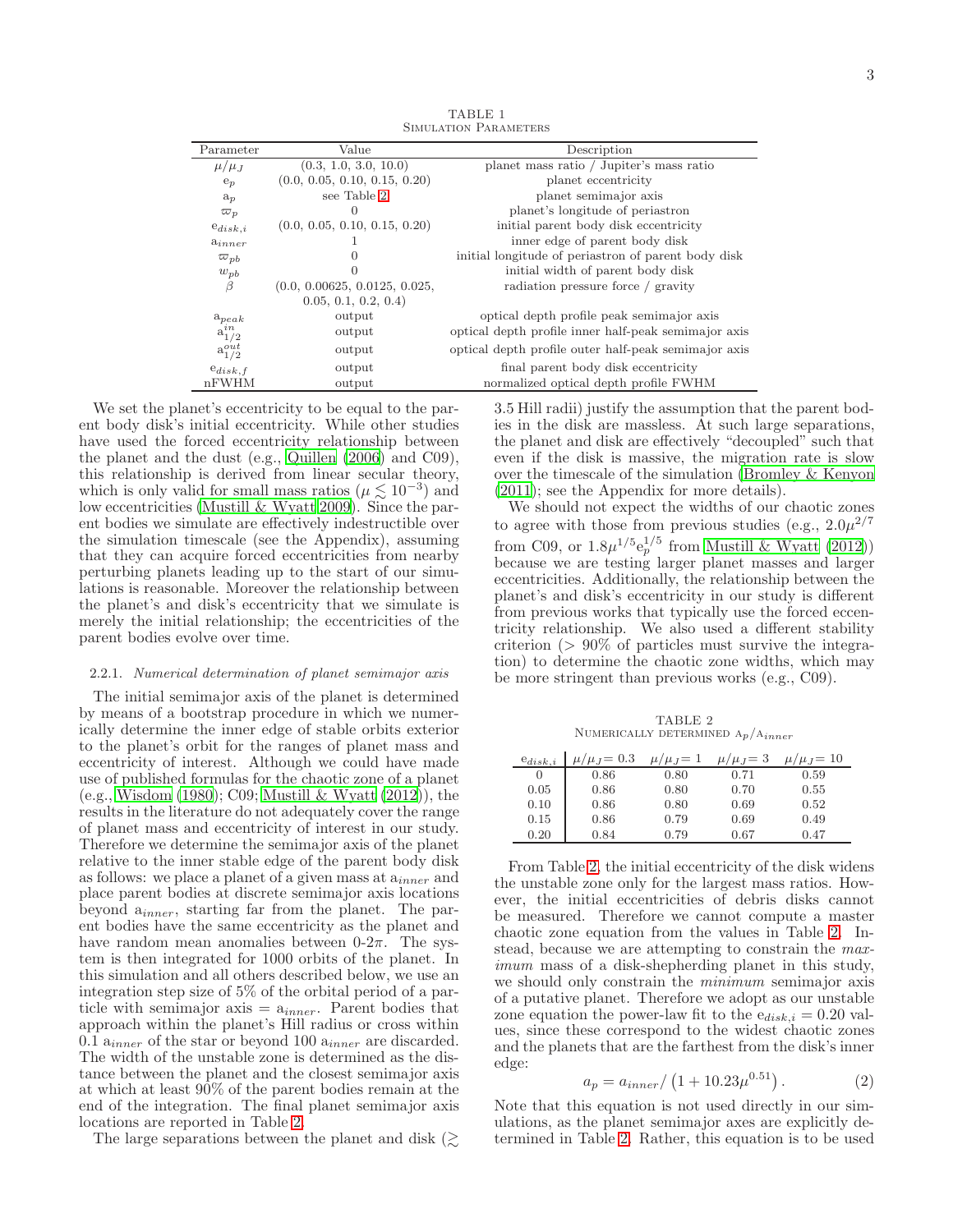TABLE 1
SIMULATION PARAMETERS

| Parameter | Value | Description |
| --- | --- | --- |
| $\mu/\mu_J$ | (0.3, 1.0, 3.0, 10.0) | planet mass ratio / Jupiter's mass ratio |
| $e_p$ | (0.0, 0.05, 0.10, 0.15, 0.20) | planet eccentricity |
| $a_p$ | see Table 2 | planet semimajor axis |
| $\varpi_p$ | 0 | planet's longitude of periastron |
| $e_{disk,i}$ | (0.0, 0.05, 0.10, 0.15, 0.20) | initial parent body disk eccentricity |
| $a_{inner}$ | 1 | inner edge of parent body disk |
| $\varpi_{pb}$ | 0 | initial longitude of periastron of parent body disk |
| $w_{pb}$ | 0 | initial width of parent body disk |
| $\beta$ | (0.0, 0.00625, 0.0125, 0.025, 0.05, 0.1, 0.2, 0.4) | radiation pressure force / gravity |
| $a_{peak}$ | output | optical depth profile peak semimajor axis |
| $a_{1/2}^{in}$ | output | optical depth profile inner half-peak semimajor axis |
| $a_{1/2}^{out}$ | output | optical depth profile outer half-peak semimajor axis |
| $e_{disk,f}$ | output | final parent body disk eccentricity |
| nFWHM | output | normalized optical depth profile FWHM |

We set the planet's eccentricity to be equal to the parent body disk's initial eccentricity. While other studies have used the forced eccentricity relationship between the planet and the dust (e.g., Quillen (2006) and C09), this relationship is derived from linear secular theory, which is only valid for small mass ratios ($\mu \lesssim 10^{-3}$) and low eccentricities (Mustill & Wyatt 2009). Since the parent bodies we simulate are effectively indestructible over the simulation timescale (see the Appendix), assuming that they can acquire forced eccentricities from nearby perturbing planets leading up to the start of our simulations is reasonable. Moreover the relationship between the planet's and disk's eccentricity that we simulate is merely the initial relationship; the eccentricities of the parent bodies evolve over time.

#### 2.2.1. *Numerical determination of planet semimajor axis*

The initial semimajor axis of the planet is determined by means of a bootstrap procedure in which we numerically determine the inner edge of stable orbits exterior to the planet's orbit for the ranges of planet mass and eccentricity of interest. Although we could have made use of published formulas for the chaotic zone of a planet (e.g., Wisdom (1980); C09; Mustill & Wyatt (2012)), the results in the literature do not adequately cover the range of planet mass and eccentricity of interest in our study. Therefore we determine the semimajor axis of the planet relative to the inner stable edge of the parent body disk as follows: we place a planet of a given mass at $a_{inner}$ and place parent bodies at discrete semimajor axis locations beyond $a_{inner}$, starting far from the planet. The parent bodies have the same eccentricity as the planet and have random mean anomalies between 0-2$\pi$. The system is then integrated for 1000 orbits of the planet. In this simulation and all others described below, we use an integration step size of 5% of the orbital period of a particle with semimajor axis = $a_{inner}$. Parent bodies that approach within the planet's Hill radius or cross within 0.1 $a_{inner}$ of the star or beyond 100 $a_{inner}$ are discarded. The width of the unstable zone is determined as the distance between the planet and the closest semimajor axis at which at least 90% of the parent bodies remain at the end of the integration. The final planet semimajor axis locations are reported in Table 2.

The large separations between the planet and disk ($\gtrsim$ 3.5 Hill radii) justify the assumption that the parent bodies in the disk are massless. At such large separations, the planet and disk are effectively "decoupled" such that even if the disk is massive, the migration rate is slow over the timescale of the simulation (Bromley & Kenyon (2011); see the Appendix for more details).

We should not expect the widths of our chaotic zones to agree with those from previous studies (e.g., $2.0\mu^{2/7}$ from C09, or $1.8\mu^{1/5}e_p^{1/5}$ from Mustill & Wyatt (2012)) because we are testing larger planet masses and larger eccentricities. Additionally, the relationship between the planet's and disk's eccentricity in our study is different from previous works that typically use the forced eccentricity relationship. We also used a different stability criterion (> 90% of particles must survive the integration) to determine the chaotic zone widths, which may be more stringent than previous works (e.g., C09).

TABLE 2
NUMERICALLY DETERMINED $A_p/A_{inner}$

| $e_{disk,i}$ | $\mu/\mu_J$ = 0.3 | $\mu/\mu_J$ = 1 | $\mu/\mu_J$ = 3 | $\mu/\mu_J$ = 10 |
| --- | --- | --- | --- | --- |
| 0 | 0.86 | 0.80 | 0.71 | 0.59 |
| 0.05 | 0.86 | 0.80 | 0.70 | 0.55 |
| 0.10 | 0.86 | 0.80 | 0.69 | 0.52 |
| 0.15 | 0.86 | 0.79 | 0.69 | 0.49 |
| 0.20 | 0.84 | 0.79 | 0.67 | 0.47 |

From Table 2, the initial eccentricity of the disk widens the unstable zone only for the largest mass ratios. However, the initial eccentricities of debris disks cannot be measured. Therefore we cannot compute a master chaotic zone equation from the values in Table 2. Instead, because we are attempting to constrain the *maximum* mass of a disk-shepherding planet in this study, we should only constrain the *minimum* semimajor axis of a putative planet. Therefore we adopt as our unstable zone equation the power-law fit to the $e_{disk,i} = 0.20$ values, since these correspond to the widest chaotic zones and the planets that are the farthest from the disk's inner edge:

$$a_p = a_{inner}/\left(1 + 10.23\mu^{0.51}\right). \quad (2)$$

Note that this equation is not used directly in our simulations, as the planet semimajor axes are explicitly determined in Table 2. Rather, this equation is to be used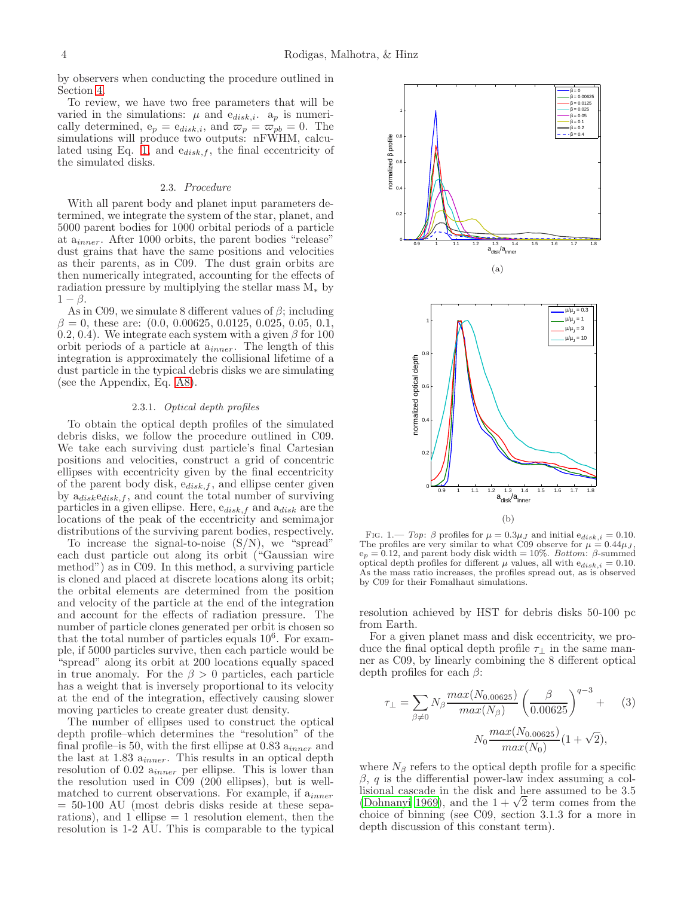by observers when conducting the procedure outlined in Section 4.

To review, we have two free parameters that will be varied in the simulations: $\mu$ and $e_{disk,i}$. $a_p$ is numerically determined, $e_p = e_{disk,i}$, and $\varpi_p = \varpi_{pb} = 0$. The simulations will produce two outputs: nFWHM, calculated using Eq. 1, and $e_{disk,f}$, the final eccentricity of the simulated disks.

### 2.3. *Procedure*

With all parent body and planet input parameters determined, we integrate the system of the star, planet, and 5000 parent bodies for 1000 orbital periods of a particle at $a_{inner}$. After 1000 orbits, the parent bodies "release" dust grains that have the same positions and velocities as their parents, as in C09. The dust grain orbits are then numerically integrated, accounting for the effects of radiation pressure by multiplying the stellar mass $M_*$ by $1 - \beta$.

As in C09, we simulate 8 different values of $\beta$; including $\beta = 0$, these are: (0.0, 0.00625, 0.0125, 0.025, 0.05, 0.1, 0.2, 0.4). We integrate each system with a given $\beta$ for 100 orbit periods of a particle at $a_{inner}$. The length of this integration is approximately the collisional lifetime of a dust particle in the typical debris disks we are simulating (see the Appendix, Eq. A8).

#### 2.3.1. *Optical depth profiles*

To obtain the optical depth profiles of the simulated debris disks, we follow the procedure outlined in C09. We take each surviving dust particle's final Cartesian positions and velocities, construct a grid of concentric ellipses with eccentricity given by the final eccentricity of the parent body disk, $e_{disk,f}$, and ellipse center given by $a_{disk}e_{disk,f}$, and count the total number of surviving particles in a given ellipse. Here, $e_{disk,f}$ and $a_{disk}$ are the locations of the peak of the eccentricity and semimajor distributions of the surviving parent bodies, respectively.

To increase the signal-to-noise (S/N), we "spread" each dust particle out along its orbit ("Gaussian wire method") as in C09. In this method, a surviving particle is cloned and placed at discrete locations along its orbit; the orbital elements are determined from the position and velocity of the particle at the end of the integration and account for the effects of radiation pressure. The number of particle clones generated per orbit is chosen so that the total number of particles equals $10^6$. For example, if 5000 particles survive, then each particle would be "spread" along its orbit at 200 locations equally spaced in true anomaly. For the $\beta > 0$ particles, each particle has a weight that is inversely proportional to its velocity at the end of the integration, effectively causing slower moving particles to create greater dust density.

The number of ellipses used to construct the optical depth profile–which determines the "resolution" of the final profile–is 50, with the first ellipse at 0.83 $a_{inner}$ and the last at 1.83 $a_{inner}$. This results in an optical depth resolution of 0.02 $a_{inner}$ per ellipse. This is lower than the resolution used in C09 (200 ellipses), but is well-matched to current observations. For example, if $a_{inner}$ = 50-100 AU (most debris disks reside at these separations), and 1 ellipse = 1 resolution element, then the resolution is 1-2 AU. This is comparable to the typical resolution achieved by HST for debris disks 50-100 pc from Earth.

FIG. 1.— *Top*: $\beta$ profiles for $\mu = 0.3\mu_J$ and initial $e_{disk,i} = 0.10$. The profiles are very similar to what C09 observe for $\mu = 0.44\mu_J$, $e_p = 0.12$, and parent body disk width = 10%. *Bottom*: $\beta$-summed optical depth profiles for different $\mu$ values, all with $e_{disk,i} = 0.10$. As the mass ratio increases, the profiles spread out, as is observed by C09 for their Fomalhaut simulations.

For a given planet mass and disk eccentricity, we produce the final optical depth profile $\tau_\perp$ in the same manner as C09, by linearly combining the 8 different optical depth profiles for each $\beta$:

$$\tau_\perp = \sum_{\beta \neq 0} N_\beta \frac{max(N_{0.00625})}{max(N_\beta)} \left(\frac{\beta}{0.00625}\right)^{q-3} + N_0 \frac{max(N_{0.00625})}{max(N_0)}(1+\sqrt{2}), \quad (3)$$

where $N_\beta$ refers to the optical depth profile for a specific $\beta$, $q$ is the differential power-law index assuming a collisional cascade in the disk and here assumed to be 3.5 (Dohnanyi 1969), and the $1 + \sqrt{2}$ term comes from the choice of binning (see C09, section 3.1.3 for a more in depth discussion of this constant term).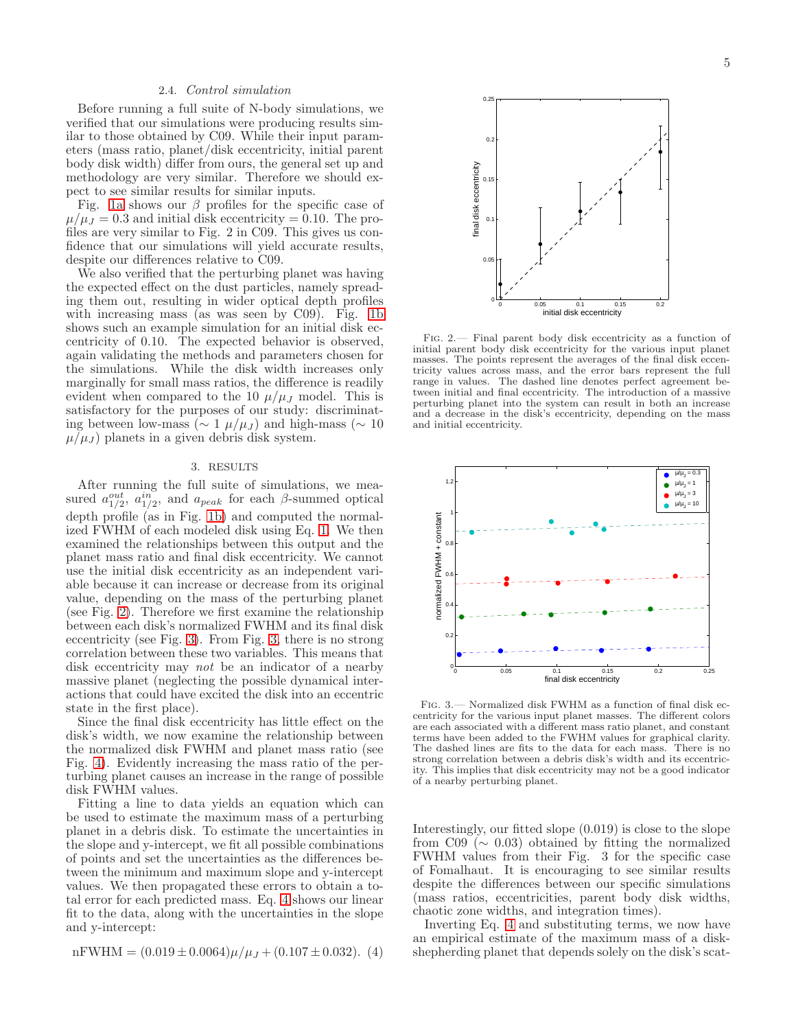### 2.4. *Control simulation*

Before running a full suite of N-body simulations, we verified that our simulations were producing results similar to those obtained by C09. While their input parameters (mass ratio, planet/disk eccentricity, initial parent body disk width) differ from ours, the general set up and methodology are very similar. Therefore we should expect to see similar results for similar inputs.

Fig. 1a shows our $\beta$ profiles for the specific case of $\mu/\mu_J = 0.3$ and initial disk eccentricity = 0.10. The profiles are very similar to Fig. 2 in C09. This gives us confidence that our simulations will yield accurate results, despite our differences relative to C09.

We also verified that the perturbing planet was having the expected effect on the dust particles, namely spreading them out, resulting in wider optical depth profiles with increasing mass (as was seen by C09). Fig. 1b shows such an example simulation for an initial disk eccentricity of 0.10. The expected behavior is observed, again validating the methods and parameters chosen for the simulations. While the disk width increases only marginally for small mass ratios, the difference is readily evident when compared to the 10 $\mu/\mu_J$ model. This is satisfactory for the purposes of our study: discriminating between low-mass ($\sim 1$ $\mu/\mu_J$) and high-mass ($\sim 10$ $\mu/\mu_J$) planets in a given debris disk system.

## 3. RESULTS

After running the full suite of simulations, we measured $a^{out}_{1/2}$, $a^{in}_{1/2}$, and $a_{peak}$ for each $\beta$-summed optical depth profile (as in Fig. 1b) and computed the normalized FWHM of each modeled disk using Eq. 1. We then examined the relationships between this output and the planet mass ratio and final disk eccentricity. We cannot use the initial disk eccentricity as an independent variable because it can increase or decrease from its original value, depending on the mass of the perturbing planet (see Fig. 2). Therefore we first examine the relationship between each disk's normalized FWHM and its final disk eccentricity (see Fig. 3). From Fig. 3, there is no strong correlation between these two variables. This means that disk eccentricity may *not* be an indicator of a nearby massive planet (neglecting the possible dynamical interactions that could have excited the disk into an eccentric state in the first place).

Since the final disk eccentricity has little effect on the disk's width, we now examine the relationship between the normalized disk FWHM and planet mass ratio (see Fig. 4). Evidently increasing the mass ratio of the perturbing planet causes an increase in the range of possible disk FWHM values.

Fitting a line to data yields an equation which can be used to estimate the maximum mass of a perturbing planet in a debris disk. To estimate the uncertainties in the slope and y-intercept, we fit all possible combinations of points and set the uncertainties as the differences between the minimum and maximum slope and y-intercept values. We then propagated these errors to obtain a total error for each predicted mass. Eq. 4 shows our linear fit to the data, along with the uncertainties in the slope and y-intercept:

$$\text{nFWHM} = (0.019 \pm 0.0064)\mu/\mu_J + (0.107 \pm 0.032). \quad (4)$$

Fig. 2.— Final parent body disk eccentricity as a function of initial parent body disk eccentricity for the various input planet masses. The points represent the averages of the final disk eccentricity values across mass, and the error bars represent the full range in values. The dashed line denotes perfect agreement between initial and final eccentricity. The introduction of a massive perturbing planet into the system can result in both an increase and a decrease in the disk's eccentricity, depending on the mass and initial eccentricity.

Fig. 3.— Normalized disk FWHM as a function of final disk eccentricity for the various input planet masses. The different colors are each associated with a different mass ratio planet, and constant terms have been added to the FWHM values for graphical clarity. The dashed lines are fits to the data for each mass. There is no strong correlation between a debris disk's width and its eccentricity. This implies that disk eccentricity may not be a good indicator of a nearby perturbing planet.

Interestingly, our fitted slope (0.019) is close to the slope from C09 ($\sim 0.03$) obtained by fitting the normalized FWHM values from their Fig. 3 for the specific case of Fomalhaut. It is encouraging to see similar results despite the differences between our specific simulations (mass ratios, eccentricities, parent body disk widths, chaotic zone widths, and integration times).

Inverting Eq. 4 and substituting terms, we now have an empirical estimate of the maximum mass of a disk-shepherding planet that depends solely on the disk's scat-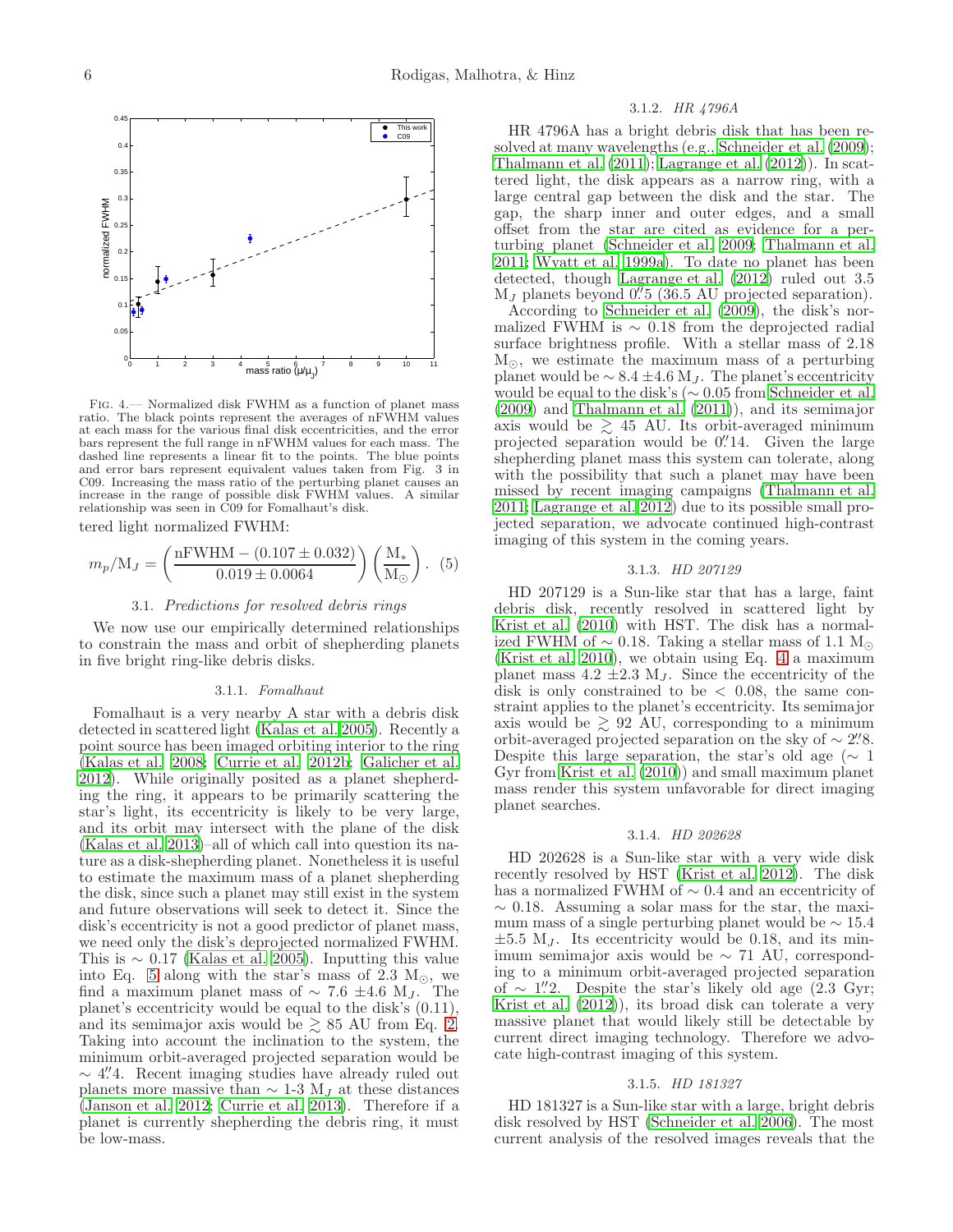FIG. 4.— Normalized disk FWHM as a function of planet mass ratio. The black points represent the averages of nFWHM values at each mass for the various final disk eccentricities, and the error bars represent the full range in nFWHM values for each mass. The dashed line represents a linear fit to the points. The blue points and error bars represent equivalent values taken from Fig. 3 in C09. Increasing the mass ratio of the perturbing planet causes an increase in the range of possible disk FWHM values. A similar relationship was seen in C09 for Fomalhaut's disk.

tered light normalized FWHM:

$$m_p/\mathrm{M}_J = \left(\frac{\mathrm{nFWHM} - (0.107 \pm 0.032)}{0.019 \pm 0.0064}\right)\left(\frac{\mathrm{M}_*}{\mathrm{M}_\odot}\right). \quad (5)$$

### 3.1. *Predictions for resolved debris rings*

We now use our empirically determined relationships to constrain the mass and orbit of shepherding planets in five bright ring-like debris disks.

#### 3.1.1. *Fomalhaut*

Fomalhaut is a very nearby A star with a debris disk detected in scattered light (Kalas et al. 2005). Recently a point source has been imaged orbiting interior to the ring (Kalas et al. 2008; Currie et al. 2012b; Galicher et al. 2012). While originally posited as a planet shepherding the ring, it appears to be primarily scattering the star's light, its eccentricity is likely to be very large, and its orbit may intersect with the plane of the disk (Kalas et al. 2013)–all of which call into question its nature as a disk-shepherding planet. Nonetheless it is useful to estimate the maximum mass of a planet shepherding the disk, since such a planet may still exist in the system and future observations will seek to detect it. Since the disk's eccentricity is not a good predictor of planet mass, we need only the disk's deprojected normalized FWHM. This is $\sim 0.17$ (Kalas et al. 2005). Inputting this value into Eq. 5 along with the star's mass of 2.3 $\mathrm{M}_\odot$, we find a maximum planet mass of $\sim 7.6 \pm 4.6$ $\mathrm{M}_J$. The planet's eccentricity would be equal to the disk's (0.11), and its semimajor axis would be $\gtrsim 85$ AU from Eq. 2. Taking into account the inclination to the system, the minimum orbit-averaged projected separation would be $\sim 4\farcs4$. Recent imaging studies have already ruled out planets more massive than $\sim$ 1-3 $\mathrm{M}_J$ at these distances (Janson et al. 2012; Currie et al. 2013). Therefore if a planet is currently shepherding the debris ring, it must be low-mass.

#### 3.1.2. *HR 4796A*

HR 4796A has a bright debris disk that has been resolved at many wavelengths (e.g., Schneider et al. (2009); Thalmann et al. (2011); Lagrange et al. (2012)). In scattered light, the disk appears as a narrow ring, with a large central gap between the disk and the star. The gap, the sharp inner and outer edges, and a small offset from the star are cited as evidence for a perturbing planet (Schneider et al. 2009; Thalmann et al. 2011; Wyatt et al. 1999a). To date no planet has been detected, though Lagrange et al. (2012) ruled out 3.5 $\mathrm{M}_J$ planets beyond $0\farcs5$ (36.5 AU projected separation).

According to Schneider et al. (2009), the disk's normalized FWHM is $\sim 0.18$ from the deprojected radial surface brightness profile. With a stellar mass of 2.18 $\mathrm{M}_\odot$, we estimate the maximum mass of a perturbing planet would be $\sim 8.4 \pm 4.6$ $\mathrm{M}_J$. The planet's eccentricity would be equal to the disk's ($\sim 0.05$ from Schneider et al. (2009) and Thalmann et al. (2011)), and its semimajor axis would be $\gtrsim 45$ AU. Its orbit-averaged minimum projected separation would be $0\farcs14$. Given the large shepherding planet mass this system can tolerate, along with the possibility that such a planet may have been missed by recent imaging campaigns (Thalmann et al. 2011; Lagrange et al. 2012) due to its possible small projected separation, we advocate continued high-contrast imaging of this system in the coming years.

#### 3.1.3. *HD 207129*

HD 207129 is a Sun-like star that has a large, faint debris disk, recently resolved in scattered light by Krist et al. (2010) with HST. The disk has a normalized FWHM of $\sim 0.18$. Taking a stellar mass of 1.1 $\mathrm{M}_\odot$ (Krist et al. 2010), we obtain using Eq. 4 a maximum planet mass 4.2 $\pm 2.3$ $\mathrm{M}_J$. Since the eccentricity of the disk is only constrained to be $< 0.08$, the same constraint applies to the planet's eccentricity. Its semimajor axis would be $\gtrsim 92$ AU, corresponding to a minimum orbit-averaged projected separation on the sky of $\sim 2\farcs8$. Despite this large separation, the star's old age ($\sim$ 1 Gyr from Krist et al. (2010)) and small maximum planet mass render this system unfavorable for direct imaging planet searches.

#### 3.1.4. *HD 202628*

HD 202628 is a Sun-like star with a very wide disk recently resolved by HST (Krist et al. 2012). The disk has a normalized FWHM of $\sim 0.4$ and an eccentricity of $\sim 0.18$. Assuming a solar mass for the star, the maximum mass of a single perturbing planet would be $\sim 15.4$ $\pm 5.5$ $\mathrm{M}_J$. Its eccentricity would be 0.18, and its minimum semimajor axis would be $\sim 71$ AU, corresponding to a minimum orbit-averaged projected separation of $\sim 1\farcs2$. Despite the star's likely old age (2.3 Gyr; Krist et al. (2012)), its broad disk can tolerate a very massive planet that would likely still be detectable by current direct imaging technology. Therefore we advocate high-contrast imaging of this system.

#### 3.1.5. *HD 181327*

HD 181327 is a Sun-like star with a large, bright debris disk resolved by HST (Schneider et al. 2006). The most current analysis of the resolved images reveals that the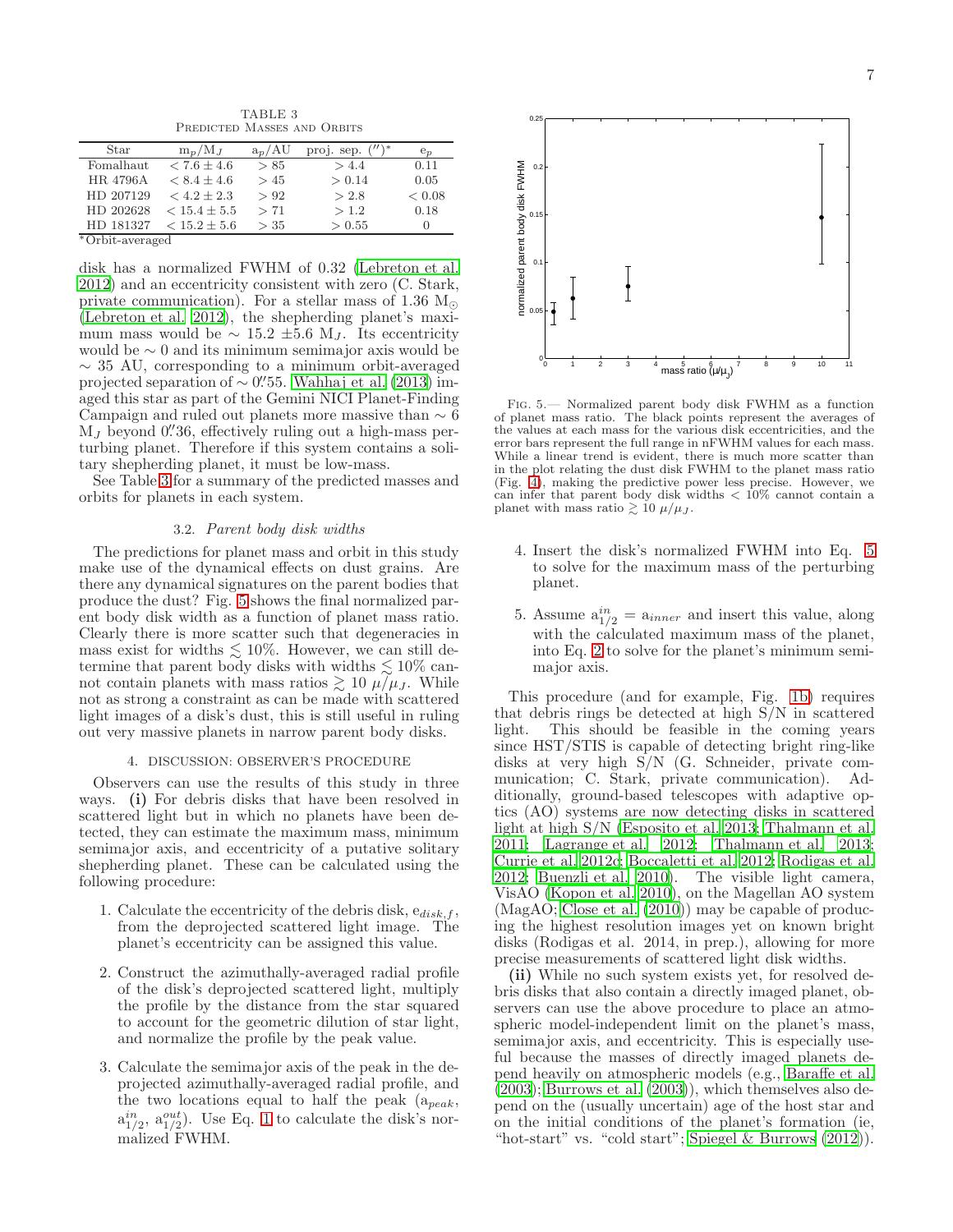TABLE 3
Predicted Masses and Orbits

| Star | $m_p/M_J$ | $a_p$/AU | proj. sep. ($''$)* | $e_p$ |
|---|---|---|---|---|
| Fomalhaut | $< 7.6 \pm 4.6$ | $> 85$ | $> 4.4$ | 0.11 |
| HR 4796A | $< 8.4 \pm 4.6$ | $> 45$ | $> 0.14$ | 0.05 |
| HD 207129 | $< 4.2 \pm 2.3$ | $> 92$ | $> 2.8$ | $< 0.08$ |
| HD 202628 | $< 15.4 \pm 5.5$ | $> 71$ | $> 1.2$ | 0.18 |
| HD 181327 | $< 15.2 \pm 5.6$ | $> 35$ | $> 0.55$ | 0 |

*Orbit-averaged

disk has a normalized FWHM of 0.32 (Lebreton et al. 2012) and an eccentricity consistent with zero (C. Stark, private communication). For a stellar mass of 1.36 $M_{\odot}$ (Lebreton et al. 2012), the shepherding planet's maximum mass would be $\sim$ 15.2 $\pm$5.6 $M_J$. Its eccentricity would be $\sim 0$ and its minimum semimajor axis would be $\sim$ 35 AU, corresponding to a minimum orbit-averaged projected separation of $\sim 0.''55$. Wahhaj et al. (2013) imaged this star as part of the Gemini NICI Planet-Finding Campaign and ruled out planets more massive than $\sim 6$ $M_J$ beyond $0.''36$, effectively ruling out a high-mass perturbing planet. Therefore if this system contains a solitary shepherding planet, it must be low-mass.

See Table 3 for a summary of the predicted masses and orbits for planets in each system.

### 3.2. *Parent body disk widths*

The predictions for planet mass and orbit in this study make use of the dynamical effects on dust grains. Are there any dynamical signatures on the parent bodies that produce the dust? Fig. 5 shows the final normalized parent body disk width as a function of planet mass ratio. Clearly there is more scatter such that degeneracies in mass exist for widths $\lesssim 10\%$. However, we can still determine that parent body disks with widths $\lesssim 10\%$ cannot contain planets with mass ratios $\gtrsim 10$ $\mu/\mu_J$. While not as strong a constraint as can be made with scattered light images of a disk's dust, this is still useful in ruling out very massive planets in narrow parent body disks.

## 4. DISCUSSION: OBSERVER'S PROCEDURE

Observers can use the results of this study in three ways. **(i)** For debris disks that have been resolved in scattered light but in which no planets have been detected, they can estimate the maximum mass, minimum semimajor axis, and eccentricity of a putative solitary shepherding planet. These can be calculated using the following procedure:

1. Calculate the eccentricity of the debris disk, $e_{disk,f}$, from the deprojected scattered light image. The planet's eccentricity can be assigned this value.

2. Construct the azimuthally-averaged radial profile of the disk's deprojected scattered light, multiply the profile by the distance from the star squared to account for the geometric dilution of star light, and normalize the profile by the peak value.

3. Calculate the semimajor axis of the peak in the deprojected azimuthally-averaged radial profile, and the two locations equal to half the peak ($a_{peak}$, $a^{in}_{1/2}$, $a^{out}_{1/2}$). Use Eq. 1 to calculate the disk's normalized FWHM.

Fig. 5.— Normalized parent body disk FWHM as a function of planet mass ratio. The black points represent the averages of the values at each mass for the various disk eccentricities, and the error bars represent the full range in nFWHM values for each mass. While a linear trend is evident, there is much more scatter than in the plot relating the dust disk FWHM to the planet mass ratio (Fig. 4), making the predictive power less precise. However, we can infer that parent body disk widths < 10% cannot contain a planet with mass ratio $\gtrsim 10$ $\mu/\mu_J$.

4. Insert the disk's normalized FWHM into Eq. 5 to solve for the maximum mass of the perturbing planet.

5. Assume $a^{in}_{1/2} = a_{inner}$ and insert this value, along with the calculated maximum mass of the planet, into Eq. 2 to solve for the planet's minimum semimajor axis.

This procedure (and for example, Fig. 1b) requires that debris rings be detected at high S/N in scattered light. This should be feasible in the coming years since HST/STIS is capable of detecting bright ring-like disks at very high S/N (G. Schneider, private communication; C. Stark, private communication). Additionally, ground-based telescopes with adaptive optics (AO) systems are now detecting disks in scattered light at high S/N (Esposito et al. 2013; Thalmann et al. 2011; Lagrange et al. 2012; Thalmann et al. 2013; Currie et al. 2012c; Boccaletti et al. 2012; Rodigas et al. 2012; Buenzli et al. 2010). The visible light camera, VisAO (Kopon et al. 2010), on the Magellan AO system (MagAO; Close et al. (2010)) may be capable of producing the highest resolution images yet on known bright disks (Rodigas et al. 2014, in prep.), allowing for more precise measurements of scattered light disk widths.

**(ii)** While no such system exists yet, for resolved debris disks that also contain a directly imaged planet, observers can use the above procedure to place an atmospheric model-independent limit on the planet's mass, semimajor axis, and eccentricity. This is especially useful because the masses of directly imaged planets depend heavily on atmospheric models (e.g., Baraffe et al. (2003); Burrows et al. (2003)), which themselves also depend on the (usually uncertain) age of the host star and on the initial conditions of the planet's formation (ie, "hot-start" vs. "cold start"; Spiegel & Burrows (2012)).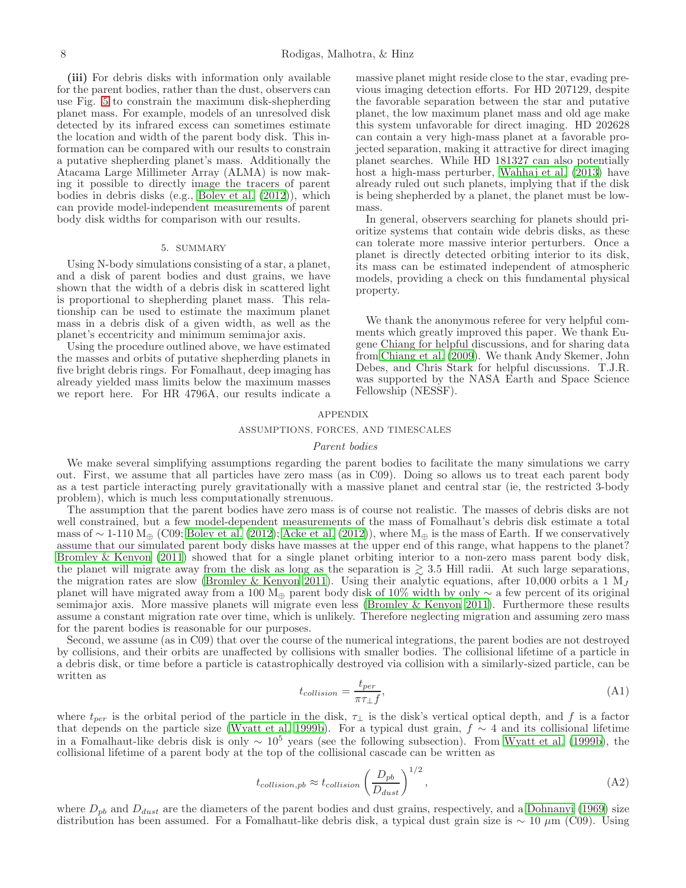**(iii)** For debris disks with information only available for the parent bodies, rather than the dust, observers can use Fig. 5 to constrain the maximum disk-shepherding planet mass. For example, models of an unresolved disk detected by its infrared excess can sometimes estimate the location and width of the parent body disk. This information can be compared with our results to constrain a putative shepherding planet's mass. Additionally the Atacama Large Millimeter Array (ALMA) is now making it possible to directly image the tracers of parent bodies in debris disks (e.g., Boley et al. (2012)), which can provide model-independent measurements of parent body disk widths for comparison with our results.

## 5. SUMMARY

Using N-body simulations consisting of a star, a planet, and a disk of parent bodies and dust grains, we have shown that the width of a debris disk in scattered light is proportional to shepherding planet mass. This relationship can be used to estimate the maximum planet mass in a debris disk of a given width, as well as the planet's eccentricity and minimum semimajor axis.

Using the procedure outlined above, we have estimated the masses and orbits of putative shepherding planets in five bright debris rings. For Fomalhaut, deep imaging has already yielded mass limits below the maximum masses we report here. For HR 4796A, our results indicate a massive planet might reside close to the star, evading previous imaging detection efforts. For HD 207129, despite the favorable separation between the star and putative planet, the low maximum planet mass and old age make this system unfavorable for direct imaging. HD 202628 can contain a very high-mass planet at a favorable projected separation, making it attractive for direct imaging planet searches. While HD 181327 can also potentially host a high-mass perturber, Wahhaj et al. (2013) have already ruled out such planets, implying that if the disk is being shepherded by a planet, the planet must be low-mass.

In general, observers searching for planets should prioritize systems that contain wide debris disks, as these can tolerate more massive interior perturbers. Once a planet is directly detected orbiting interior to its disk, its mass can be estimated independent of atmospheric models, providing a check on this fundamental physical property.

We thank the anonymous referee for very helpful comments which greatly improved this paper. We thank Eugene Chiang for helpful discussions, and for sharing data from Chiang et al. (2009). We thank Andy Skemer, John Debes, and Chris Stark for helpful discussions. T.J.R. was supported by the NASA Earth and Space Science Fellowship (NESSF).

# APPENDIX

## ASSUMPTIONS, FORCES, AND TIMESCALES

### *Parent bodies*

We make several simplifying assumptions regarding the parent bodies to facilitate the many simulations we carry out. First, we assume that all particles have zero mass (as in C09). Doing so allows us to treat each parent body as a test particle interacting purely gravitationally with a massive planet and central star (ie, the restricted 3-body problem), which is much less computationally strenuous.

The assumption that the parent bodies have zero mass is of course not realistic. The masses of debris disks are not well constrained, but a few model-dependent measurements of the mass of Fomalhaut's debris disk estimate a total mass of $\sim$ 1-110 $M_\oplus$ (C09; Boley et al. (2012); Acke et al. (2012)), where $M_\oplus$ is the mass of Earth. If we conservatively assume that our simulated parent body disks have masses at the upper end of this range, what happens to the planet? Bromley & Kenyon (2011) showed that for a single planet orbiting interior to a non-zero mass parent body disk, the planet will migrate away from the disk as long as the separation is $\gtrsim 3.5$ Hill radii. At such large separations, the migration rates are slow (Bromley & Kenyon 2011). Using their analytic equations, after 10,000 orbits a 1 $M_J$ planet will have migrated away from a 100 $M_\oplus$ parent body disk of 10% width by only $\sim$ a few percent of its original semimajor axis. More massive planets will migrate even less (Bromley & Kenyon 2011). Furthermore these results assume a constant migration rate over time, which is unlikely. Therefore neglecting migration and assuming zero mass for the parent bodies is reasonable for our purposes.

Second, we assume (as in C09) that over the course of the numerical integrations, the parent bodies are not destroyed by collisions, and their orbits are unaffected by collisions with smaller bodies. The collisional lifetime of a particle in a debris disk, or time before a particle is catastrophically destroyed via collision with a similarly-sized particle, can be written as

$$t_{collision} = \frac{t_{per}}{\pi \tau_{\perp} f}, \tag{A1}$$

where $t_{per}$ is the orbital period of the particle in the disk, $\tau_{\perp}$ is the disk's vertical optical depth, and $f$ is a factor that depends on the particle size (Wyatt et al. 1999b). For a typical dust grain, $f \sim 4$ and its collisional lifetime in a Fomalhaut-like debris disk is only $\sim 10^5$ years (see the following subsection). From Wyatt et al. (1999b), the collisional lifetime of a parent body at the top of the collisional cascade can be written as

$$t_{collision,pb} \approx t_{collision} \left( \frac{D_{pb}}{D_{dust}} \right)^{1/2}, \tag{A2}$$

where $D_{pb}$ and $D_{dust}$ are the diameters of the parent bodies and dust grains, respectively, and a Dohnanyi (1969) size distribution has been assumed. For a Fomalhaut-like debris disk, a typical dust grain size is $\sim$ 10 $\mu$m (C09). Using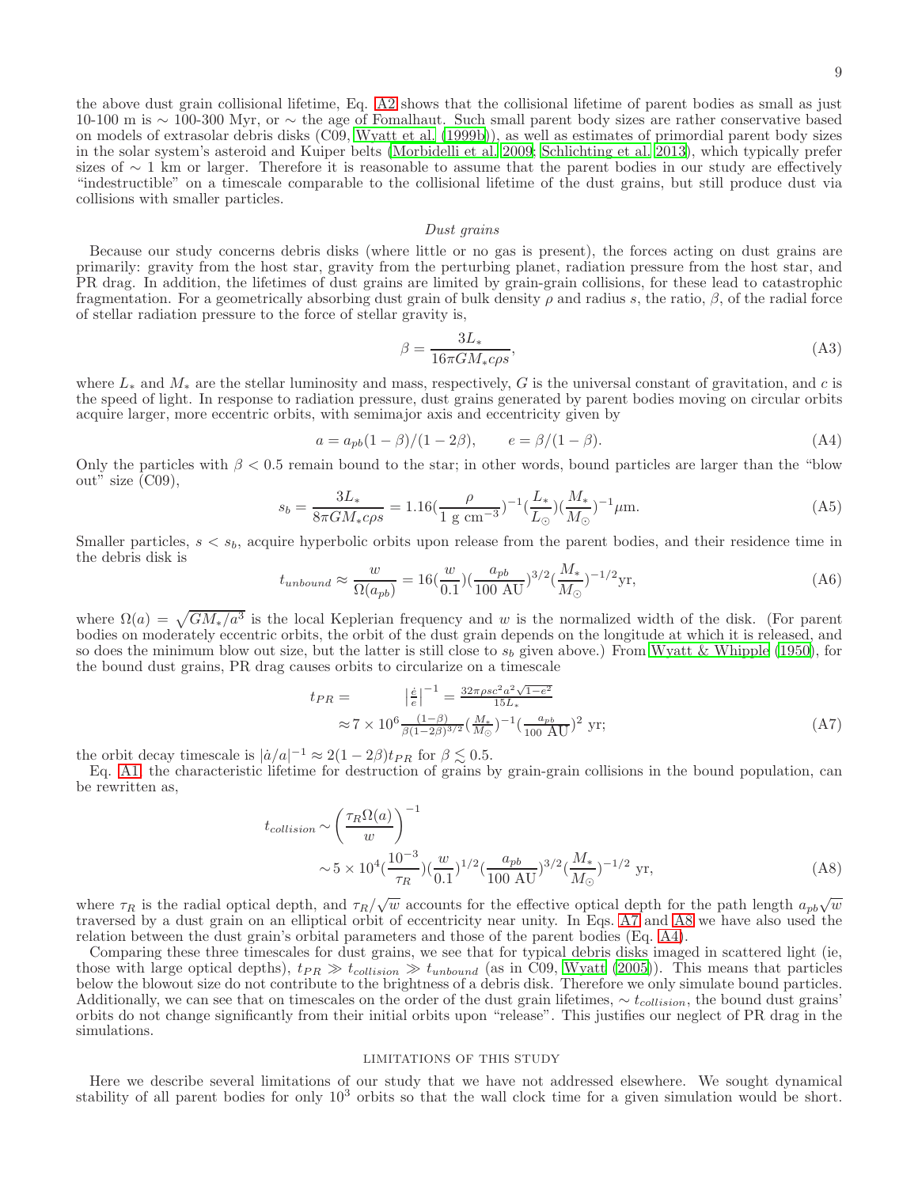the above dust grain collisional lifetime, Eq. A2 shows that the collisional lifetime of parent bodies as small as just 10-100 m is $\sim$ 100-300 Myr, or $\sim$ the age of Fomalhaut. Such small parent body sizes are rather conservative based on models of extrasolar debris disks (C09, Wyatt et al. (1999b)), as well as estimates of primordial parent body sizes in the solar system's asteroid and Kuiper belts (Morbidelli et al. 2009; Schlichting et al. 2013), which typically prefer sizes of $\sim$ 1 km or larger. Therefore it is reasonable to assume that the parent bodies in our study are effectively "indestructible" on a timescale comparable to the collisional lifetime of the dust grains, but still produce dust via collisions with smaller particles.

*Dust grains*

Because our study concerns debris disks (where little or no gas is present), the forces acting on dust grains are primarily: gravity from the host star, gravity from the perturbing planet, radiation pressure from the host star, and PR drag. In addition, the lifetimes of dust grains are limited by grain-grain collisions, for these lead to catastrophic fragmentation. For a geometrically absorbing dust grain of bulk density $\rho$ and radius $s$, the ratio, $\beta$, of the radial force of stellar radiation pressure to the force of stellar gravity is,

$$\beta = \frac{3L_*}{16\pi G M_* c\rho s}, \tag{A3}$$

where $L_*$ and $M_*$ are the stellar luminosity and mass, respectively, $G$ is the universal constant of gravitation, and $c$ is the speed of light. In response to radiation pressure, dust grains generated by parent bodies moving on circular orbits acquire larger, more eccentric orbits, with semimajor axis and eccentricity given by

$$a = a_{pb}(1-\beta)/(1-2\beta), \qquad e = \beta/(1-\beta). \tag{A4}$$

Only the particles with $\beta < 0.5$ remain bound to the star; in other words, bound particles are larger than the "blow out" size (C09),

$$s_b = \frac{3L_*}{8\pi G M_* c\rho s} = 1.16\left(\frac{\rho}{1 \text{ g cm}^{-3}}\right)^{-1}\left(\frac{L_*}{L_\odot}\right)\left(\frac{M_*}{M_\odot}\right)^{-1}\mu\text{m}. \tag{A5}$$

Smaller particles, $s < s_b$, acquire hyperbolic orbits upon release from the parent bodies, and their residence time in the debris disk is

$$t_{unbound} \approx \frac{w}{\Omega(a_{pb})} = 16\left(\frac{w}{0.1}\right)\left(\frac{a_{pb}}{100 \text{ AU}}\right)^{3/2}\left(\frac{M_*}{M_\odot}\right)^{-1/2}\text{yr}, \tag{A6}$$

where $\Omega(a) = \sqrt{GM_*/a^3}$ is the local Keplerian frequency and $w$ is the normalized width of the disk. (For parent bodies on moderately eccentric orbits, the orbit of the dust grain depends on the longitude at which it is released, and so does the minimum blow out size, but the latter is still close to $s_b$ given above.) From Wyatt & Whipple (1950), for the bound dust grains, PR drag causes orbits to circularize on a timescale

$$\begin{aligned} t_{PR} = \quad & \left|\tfrac{\dot{e}}{e}\right|^{-1} = \tfrac{32\pi\rho s c^2 a^2 \sqrt{1-e^2}}{15 L_*} \\ & \approx 7\times 10^6 \tfrac{(1-\beta)}{\beta(1-2\beta)^{3/2}}\left(\tfrac{M_*}{M_\odot}\right)^{-1}\left(\tfrac{a_{pb}}{100 \text{ AU}}\right)^2 \text{ yr}; \end{aligned} \tag{A7}$$

the orbit decay timescale is $|\dot{a}/a|^{-1} \approx 2(1-2\beta)t_{PR}$ for $\beta \lesssim 0.5$.

Eq. A1, the characteristic lifetime for destruction of grains by grain-grain collisions in the bound population, can be rewritten as,

$$\begin{aligned} t_{collision} & \sim \left(\frac{\tau_R \Omega(a)}{w}\right)^{-1} \\ & \sim 5\times 10^4\left(\frac{10^{-3}}{\tau_R}\right)\left(\frac{w}{0.1}\right)^{1/2}\left(\frac{a_{pb}}{100 \text{ AU}}\right)^{3/2}\left(\frac{M_*}{M_\odot}\right)^{-1/2} \text{ yr}, \end{aligned} \tag{A8}$$

where $\tau_R$ is the radial optical depth, and $\tau_R/\sqrt{w}$ accounts for the effective optical depth for the path length $a_{pb}\sqrt{w}$ traversed by a dust grain on an elliptical orbit of eccentricity near unity. In Eqs. A7 and A8 we have also used the relation between the dust grain's orbital parameters and those of the parent bodies (Eq. A4).

Comparing these three timescales for dust grains, we see that for typical debris disks imaged in scattered light (ie, those with large optical depths), $t_{PR} \gg t_{collision} \gg t_{unbound}$ (as in C09, Wyatt (2005)). This means that particles below the blowout size do not contribute to the brightness of a debris disk. Therefore we only simulate bound particles. Additionally, we can see that on timescales on the order of the dust grain lifetimes, $\sim t_{collision}$, the bound dust grains' orbits do not change significantly from their initial orbits upon "release". This justifies our neglect of PR drag in the simulations.

## LIMITATIONS OF THIS STUDY

Here we describe several limitations of our study that we have not addressed elsewhere. We sought dynamical stability of all parent bodies for only $10^3$ orbits so that the wall clock time for a given simulation would be short.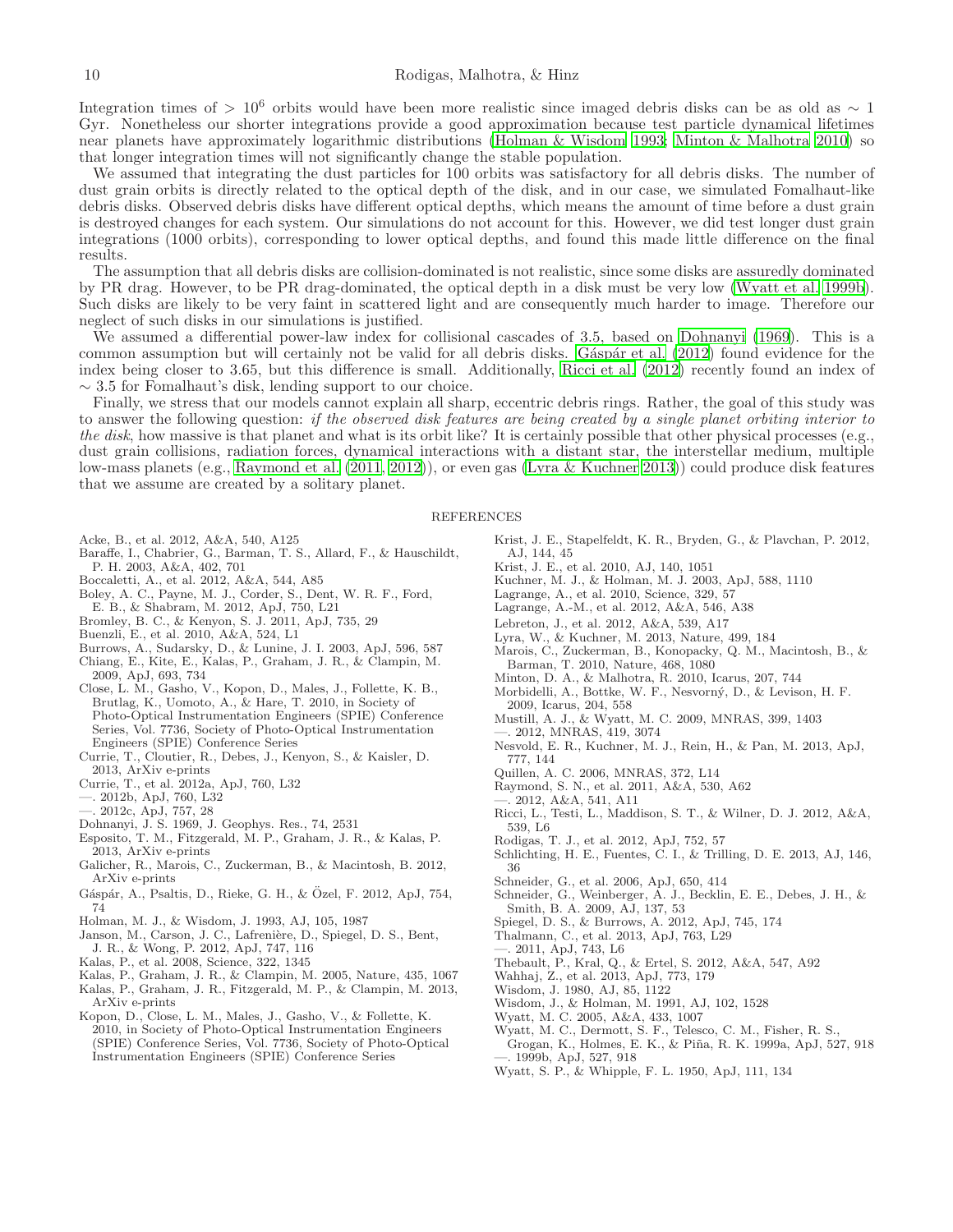Integration times of $> 10^6$ orbits would have been more realistic since imaged debris disks can be as old as $\sim 1$ Gyr. Nonetheless our shorter integrations provide a good approximation because test particle dynamical lifetimes near planets have approximately logarithmic distributions (Holman & Wisdom 1993; Minton & Malhotra 2010) so that longer integration times will not significantly change the stable population.

We assumed that integrating the dust particles for 100 orbits was satisfactory for all debris disks. The number of dust grain orbits is directly related to the optical depth of the disk, and in our case, we simulated Fomalhaut-like debris disks. Observed debris disks have different optical depths, which means the amount of time before a dust grain is destroyed changes for each system. Our simulations do not account for this. However, we did test longer dust grain integrations (1000 orbits), corresponding to lower optical depths, and found this made little difference on the final results.

The assumption that all debris disks are collision-dominated is not realistic, since some disks are assuredly dominated by PR drag. However, to be PR drag-dominated, the optical depth in a disk must be very low (Wyatt et al. 1999b). Such disks are likely to be very faint in scattered light and are consequently much harder to image. Therefore our neglect of such disks in our simulations is justified.

We assumed a differential power-law index for collisional cascades of 3.5, based on Dohnanyi (1969). This is a common assumption but will certainly not be valid for all debris disks. Gáspár et al. (2012) found evidence for the index being closer to 3.65, but this difference is small. Additionally, Ricci et al. (2012) recently found an index of $\sim 3.5$ for Fomalhaut's disk, lending support to our choice.

Finally, we stress that our models cannot explain all sharp, eccentric debris rings. Rather, the goal of this study was to answer the following question: *if the observed disk features are being created by a single planet orbiting interior to the disk*, how massive is that planet and what is its orbit like? It is certainly possible that other physical processes (e.g., dust grain collisions, radiation forces, dynamical interactions with a distant star, the interstellar medium, multiple low-mass planets (e.g., Raymond et al. (2011, 2012)), or even gas (Lyra & Kuchner 2013)) could produce disk features that we assume are created by a solitary planet.

## REFERENCES

Acke, B., et al. 2012, A&A, 540, A125
Baraffe, I., Chabrier, G., Barman, T. S., Allard, F., & Hauschildt, P. H. 2003, A&A, 402, 701
Boccaletti, A., et al. 2012, A&A, 544, A85
Boley, A. C., Payne, M. J., Corder, S., Dent, W. R. F., Ford, E. B., & Shabram, M. 2012, ApJ, 750, L21
Bromley, B. C., & Kenyon, S. J. 2011, ApJ, 735, 29
Buenzli, E., et al. 2010, A&A, 524, L1
Burrows, A., Sudarsky, D., & Lunine, J. I. 2003, ApJ, 596, 587
Chiang, E., Kite, E., Kalas, P., Graham, J. R., & Clampin, M. 2009, ApJ, 693, 734
Close, L. M., Gasho, V., Kopon, D., Males, J., Follette, K. B., Brutlag, K., Uomoto, A., & Hare, T. 2010, in Society of Photo-Optical Instrumentation Engineers (SPIE) Conference Series, Vol. 7736, Society of Photo-Optical Instrumentation Engineers (SPIE) Conference Series
Currie, T., Cloutier, R., Debes, J., Kenyon, S., & Kaisler, D. 2013, ArXiv e-prints
Currie, T., et al. 2012a, ApJ, 760, L32
—. 2012b, ApJ, 760, L32
—. 2012c, ApJ, 757, 28
Dohnanyi, J. S. 1969, J. Geophys. Res., 74, 2531
Esposito, T. M., Fitzgerald, M. P., Graham, J. R., & Kalas, P. 2013, ArXiv e-prints
Galicher, R., Marois, C., Zuckerman, B., & Macintosh, B. 2012, ArXiv e-prints
Gáspár, A., Psaltis, D., Rieke, G. H., & Özel, F. 2012, ApJ, 754, 74
Holman, M. J., & Wisdom, J. 1993, AJ, 105, 1987
Janson, M., Carson, J. C., Lafrenière, D., Spiegel, D. S., Bent, J. R., & Wong, P. 2012, ApJ, 747, 116
Kalas, P., et al. 2008, Science, 322, 1345
Kalas, P., Graham, J. R., & Clampin, M. 2005, Nature, 435, 1067
Kalas, P., Graham, J. R., Fitzgerald, M. P., & Clampin, M. 2013, ArXiv e-prints
Kopon, D., Close, L. M., Males, J., Gasho, V., & Follette, K. 2010, in Society of Photo-Optical Instrumentation Engineers (SPIE) Conference Series, Vol. 7736, Society of Photo-Optical Instrumentation Engineers (SPIE) Conference Series
Krist, J. E., Stapelfeldt, K. R., Bryden, G., & Plavchan, P. 2012, AJ, 144, 45
Krist, J. E., et al. 2010, AJ, 140, 1051
Kuchner, M. J., & Holman, M. J. 2003, ApJ, 588, 1110
Lagrange, A., et al. 2010, Science, 329, 57
Lagrange, A.-M., et al. 2012, A&A, 546, A38
Lebreton, J., et al. 2012, A&A, 539, A17
Lyra, W., & Kuchner, M. 2013, Nature, 499, 184
Marois, C., Zuckerman, B., Konopacky, Q. M., Macintosh, B., & Barman, T. 2010, Nature, 468, 1080
Minton, D. A., & Malhotra, R. 2010, Icarus, 207, 744
Morbidelli, A., Bottke, W. F., Nesvorný, D., & Levison, H. F. 2009, Icarus, 204, 558
Mustill, A. J., & Wyatt, M. C. 2009, MNRAS, 399, 1403
—. 2012, MNRAS, 419, 3074
Nesvold, E. R., Kuchner, M. J., Rein, H., & Pan, M. 2013, ApJ, 777, 144
Quillen, A. C. 2006, MNRAS, 372, L14
Raymond, S. N., et al. 2011, A&A, 530, A62
—. 2012, A&A, 541, A11
Ricci, L., Testi, L., Maddison, S. T., & Wilner, D. J. 2012, A&A, 539, L6
Rodigas, T. J., et al. 2012, ApJ, 752, 57
Schlichting, H. E., Fuentes, C. I., & Trilling, D. E. 2013, AJ, 146, 36
Schneider, G., et al. 2006, ApJ, 650, 414
Schneider, G., Weinberger, A. J., Becklin, E. E., Debes, J. H., & Smith, B. A. 2009, AJ, 137, 53
Spiegel, D. S., & Burrows, A. 2012, ApJ, 745, 174
Thalmann, C., et al. 2013, ApJ, 763, L29
—. 2011, ApJ, 743, L6
Thebault, P., Kral, Q., & Ertel, S. 2012, A&A, 547, A92
Wahhaj, Z., et al. 2013, ApJ, 773, 179
Wisdom, J. 1980, AJ, 85, 1122
Wisdom, J., & Holman, M. 1991, AJ, 102, 1528
Wyatt, M. C. 2005, A&A, 433, 1007
Wyatt, M. C., Dermott, S. F., Telesco, C. M., Fisher, R. S., Grogan, K., Holmes, E. K., & Piña, R. K. 1999a, ApJ, 527, 918
—. 1999b, ApJ, 527, 918
Wyatt, S. P., & Whipple, F. L. 1950, ApJ, 111, 134